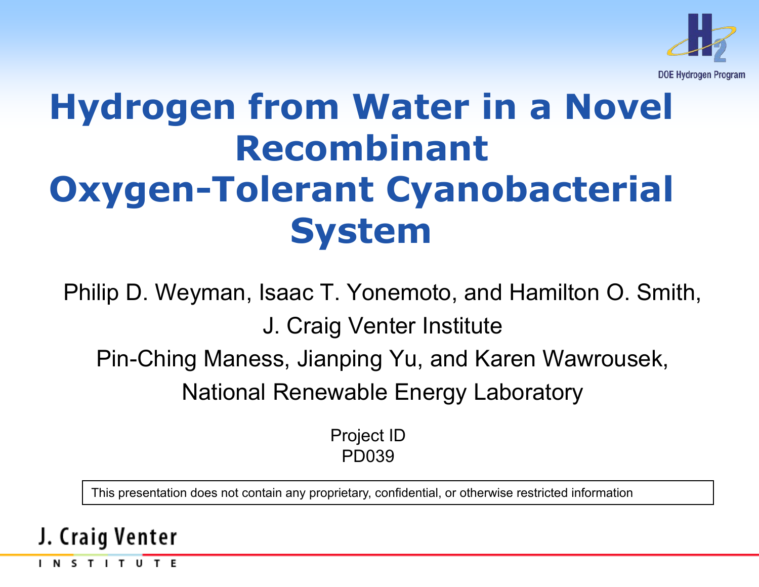# Hydrogen from Water in a Novel Recombinant Oxygen-Tolerant Cyanobacterial System

Philip D. Weyman, Isaac T. Yonemoto, and Hamilton O. Smith,

J. Craig Venter Institute

Pin-Ching Maness, Jianping Yu, and Karen Wawrousek,

National Renewable Energy Laboratory

Project ID
PD039

This presentation does not contain any proprietary, confidential, or otherwise restricted information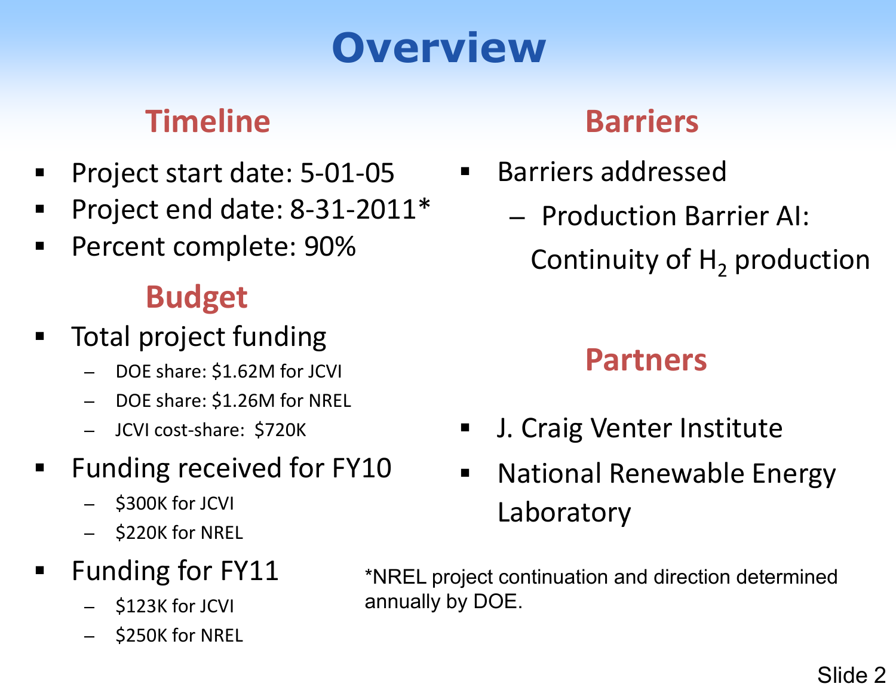# Overview

## Timeline

- Project start date: 5-01-05
- Project end date: 8-31-2011*
- Percent complete: 90%

## Budget

- Total project funding
  - DOE share: $1.62M for JCVI
  - DOE share: $1.26M for NREL
  - JCVI cost-share: $720K
- Funding received for FY10
  - $300K for JCVI
  - $220K for NREL
- Funding for FY11
  - $123K for JCVI
  - $250K for NREL

## Barriers

- Barriers addressed
  - Production Barrier AI: Continuity of $H_2$ production

## Partners

- J. Craig Venter Institute
- National Renewable Energy Laboratory

*NREL project continuation and direction determined annually by DOE.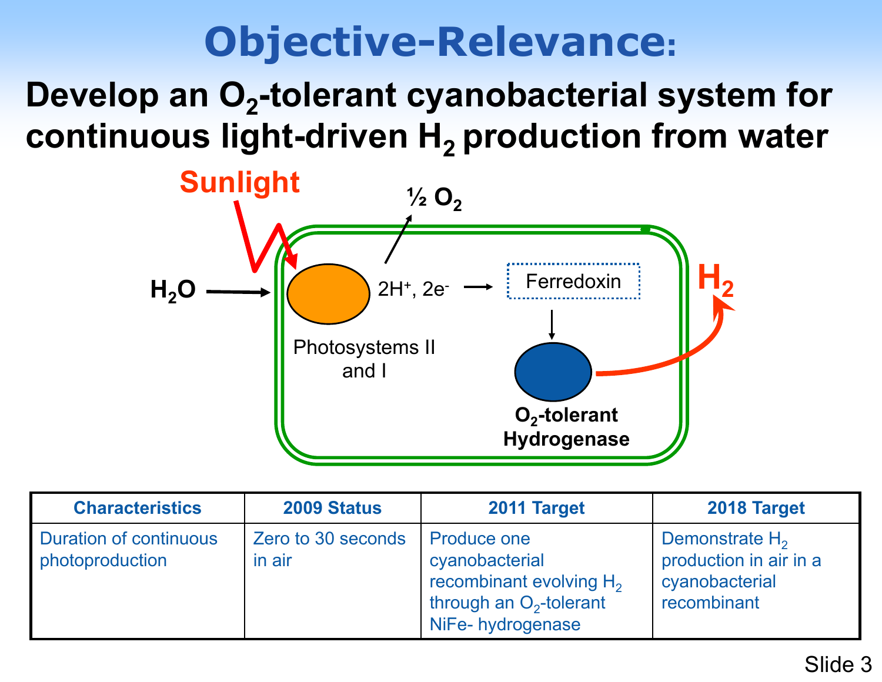# Objective-Relevance:

## Develop an $O_2$-tolerant cyanobacterial system for continuous light-driven $H_2$ production from water

Sunlight

½ $O_2$

$H_2O$ → Photosystems II and I → $2H^+$, $2e^-$ → Ferredoxin → $O_2$-tolerant Hydrogenase → $H_2$

| Characteristics | 2009 Status | 2011 Target | 2018 Target |
|---|---|---|---|
| Duration of continuous photoproduction | Zero to 30 seconds in air | Produce one cyanobacterial recombinant evolving $H_2$ through an $O_2$-tolerant NiFe- hydrogenase | Demonstrate $H_2$ production in air in a cyanobacterial recombinant |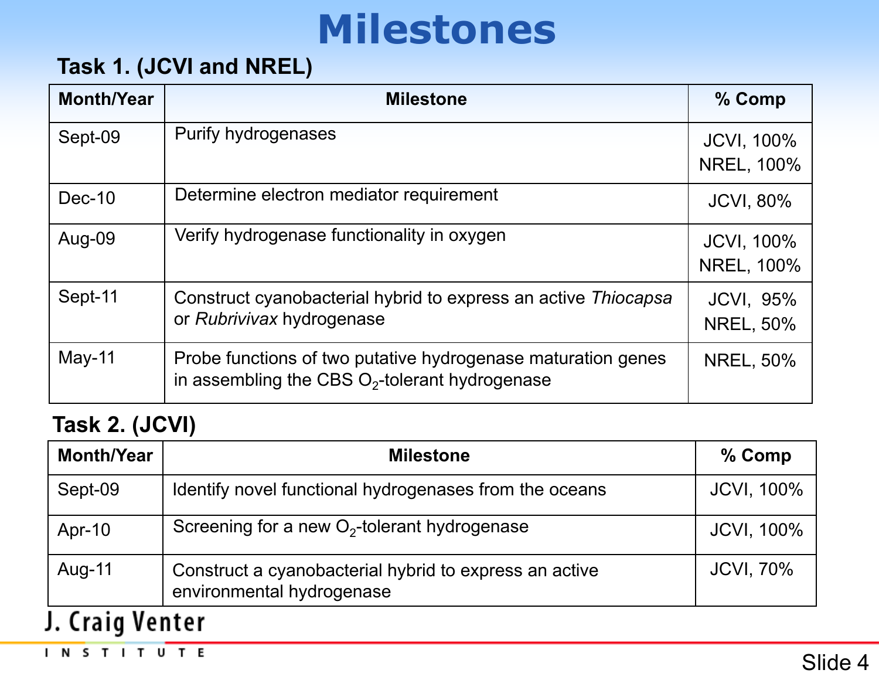# Milestones

## Task 1. (JCVI and NREL)

| Month/Year | Milestone | % Comp |
|---|---|---|
| Sept-09 | Purify hydrogenases | JCVI, 100% NREL, 100% |
| Dec-10 | Determine electron mediator requirement | JCVI, 80% |
| Aug-09 | Verify hydrogenase functionality in oxygen | JCVI, 100% NREL, 100% |
| Sept-11 | Construct cyanobacterial hybrid to express an active *Thiocapsa* or *Rubrivivax* hydrogenase | JCVI, 95% NREL, 50% |
| May-11 | Probe functions of two putative hydrogenase maturation genes in assembling the CBS $O_2$-tolerant hydrogenase | NREL, 50% |

## Task 2. (JCVI)

| Month/Year | Milestone | % Comp |
|---|---|---|
| Sept-09 | Identify novel functional hydrogenases from the oceans | JCVI, 100% |
| Apr-10 | Screening for a new $O_2$-tolerant hydrogenase | JCVI, 100% |
| Aug-11 | Construct a cyanobacterial hybrid to express an active environmental hydrogenase | JCVI, 70% |

J. Craig Venter INSTITUTE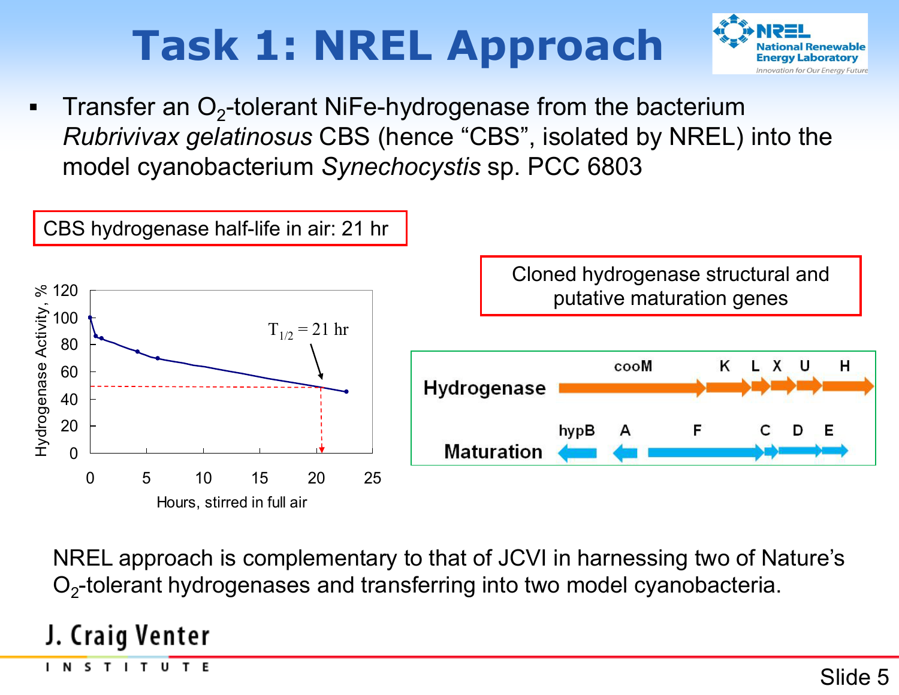# Task 1: NREL Approach

- Transfer an $O_2$-tolerant NiFe-hydrogenase from the bacterium *Rubrivivax gelatinosus* CBS (hence "CBS", isolated by NREL) into the model cyanobacterium *Synechocystis* sp. PCC 6803

CBS hydrogenase half-life in air: 21 hr

Cloned hydrogenase structural and putative maturation genes

NREL approach is complementary to that of JCVI in harnessing two of Nature's $O_2$-tolerant hydrogenases and transferring into two model cyanobacteria.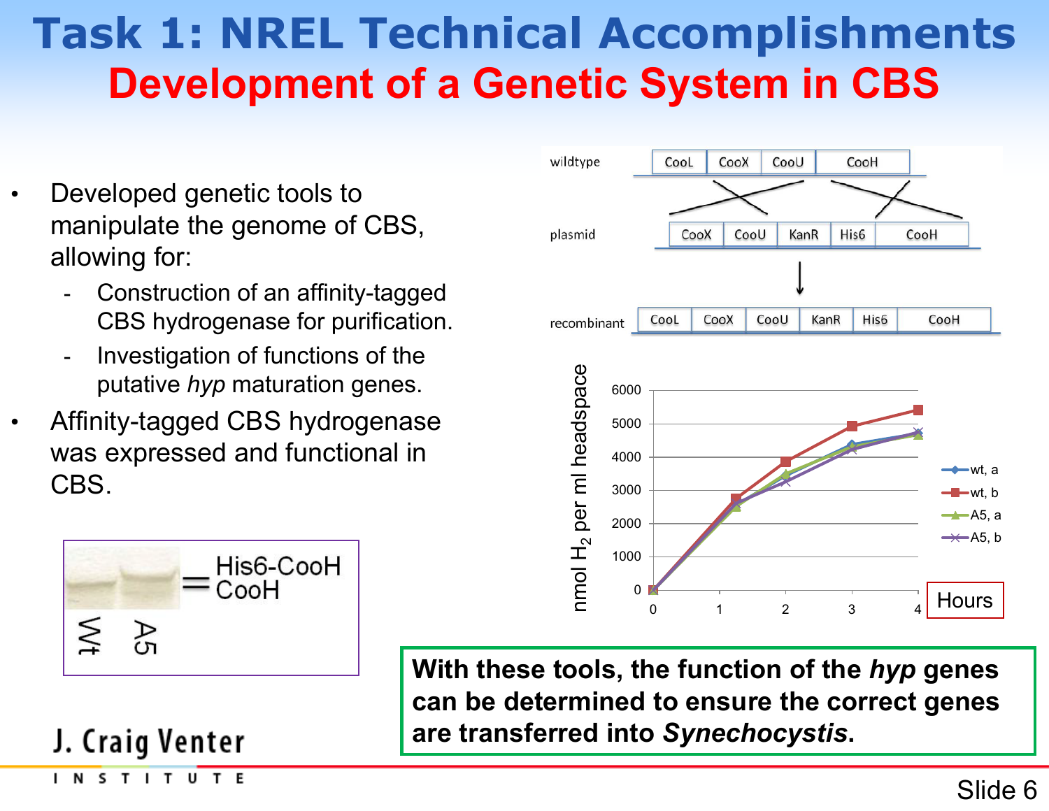# Task 1: NREL Technical Accomplishments

## Development of a Genetic System in CBS

- Developed genetic tools to manipulate the genome of CBS, allowing for:
  - Construction of an affinity-tagged CBS hydrogenase for purification.
  - Investigation of functions of the putative *hyp* maturation genes.
- Affinity-tagged CBS hydrogenase was expressed and functional in CBS.

wildtype: CooL | CooX | CooU | CooH

plasmid: CooX | CooU | KanR | His6 | CooH

recombinant: CooL | CooX | CooU | KanR | His6 | CooH

His6-CooH
CooH

Wt A5

nmol $H_2$ per ml headspace

Hours

wt, a
wt, b
A5, a
A5, b

**With these tools, the function of the *hyp* genes can be determined to ensure the correct genes are transferred into *Synechocystis*.**

J. Craig Venter INSTITUTE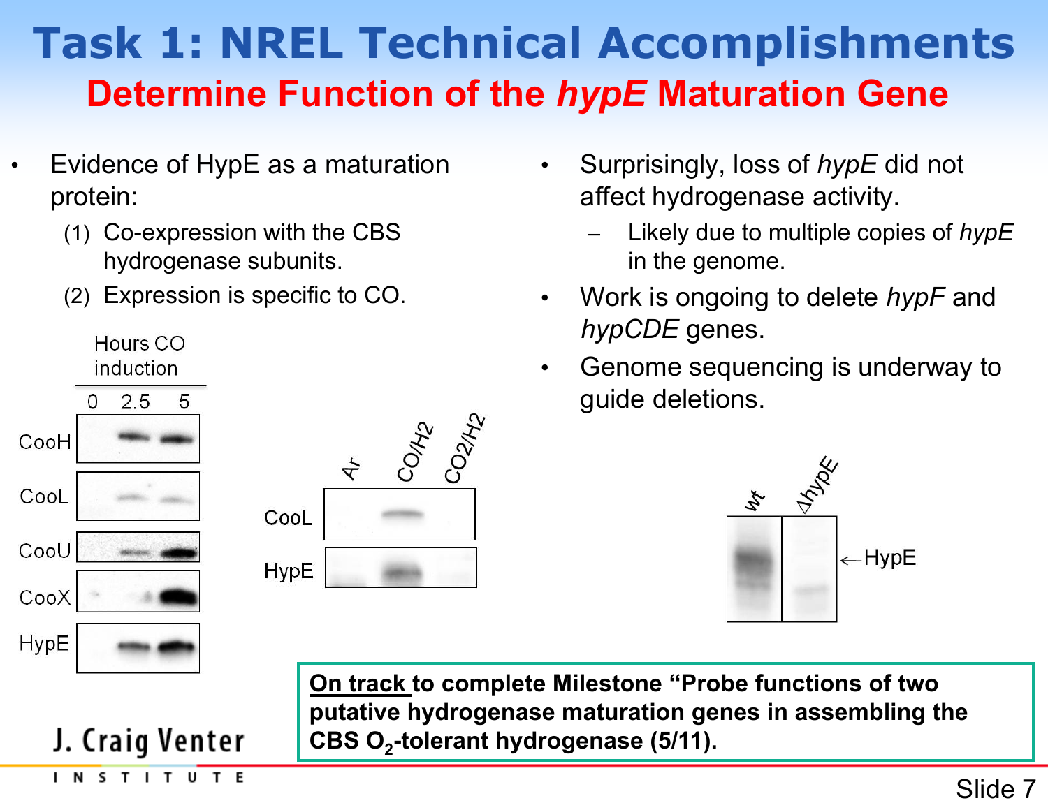# Task 1: NREL Technical Accomplishments

## Determine Function of the *hypE* Maturation Gene

- Evidence of HypE as a maturation protein:
  1. Co-expression with the CBS hydrogenase subunits.
  2. Expression is specific to CO.

Hours CO induction

0 2.5 5

CooH

CooL

CooU

CooX

HypE

Ar CO/H2 CO2/H2

CooL

HypE

- Surprisingly, loss of *hypE* did not affect hydrogenase activity.
  - Likely due to multiple copies of *hypE* in the genome.
- Work is ongoing to delete *hypF* and *hypCDE* genes.
- Genome sequencing is underway to guide deletions.

wt ΔhypE

←HypE

**<u>On track</u> to complete Milestone "Probe functions of two putative hydrogenase maturation genes in assembling the CBS $O_2$-tolerant hydrogenase (5/11).**

J. Craig Venter INSTITUTE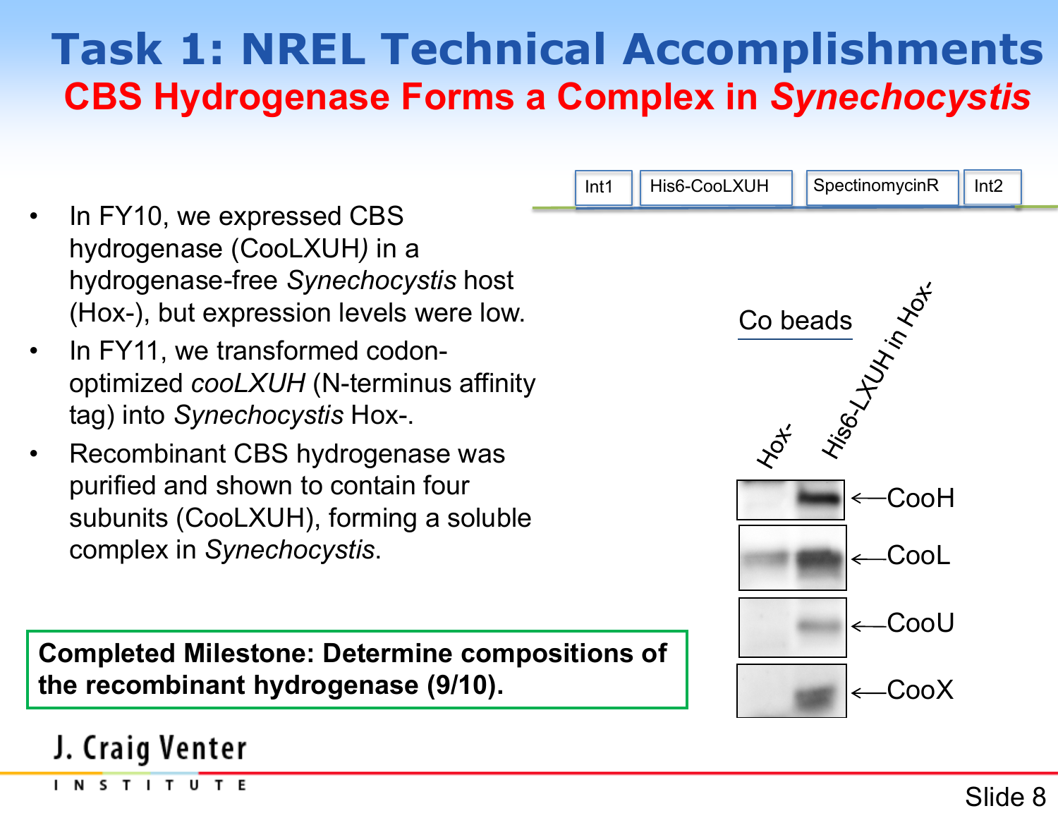# Task 1: NREL Technical Accomplishments

## CBS Hydrogenase Forms a Complex in *Synechocystis*

- In FY10, we expressed CBS hydrogenase (CooLXUH*)* in a hydrogenase-free *Synechocystis* host (Hox-), but expression levels were low.
- In FY11, we transformed codon-optimized *cooLXUH* (N-terminus affinity tag) into *Synechocystis* Hox-.
- Recombinant CBS hydrogenase was purified and shown to contain four subunits (CooLXUH), forming a soluble complex in *Synechocystis*.

Int1 | His6-CooLXUH | SpectinomycinR | Int2

Co beads

Hox- | His6-LXUH in Hox-

CooH

CooL

CooU

CooX

**Completed Milestone: Determine compositions of the recombinant hydrogenase (9/10).**

J. Craig Venter INSTITUTE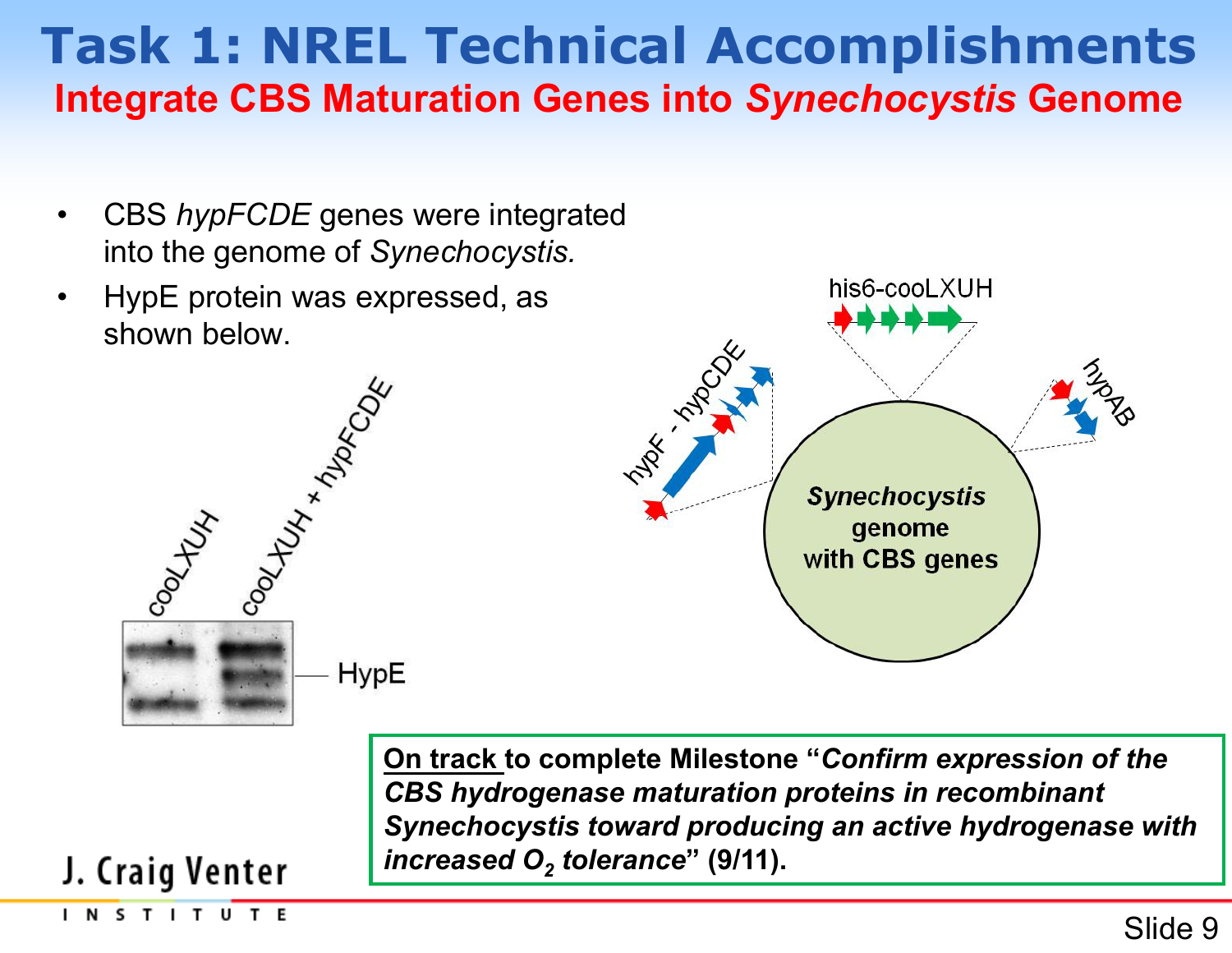# Task 1: NREL Technical Accomplishments

## Integrate CBS Maturation Genes into *Synechocystis* Genome

- CBS *hypFCDE* genes were integrated into the genome of *Synechocystis.*
- HypE protein was expressed, as shown below.

cooLXUH

cooLXUH + hypFCDE

HypE

his6-cooLXUH

hypF - hypCDE

hypAB

***Synechocystis* genome with CBS genes**

**<u>On track</u> to complete Milestone "*Confirm expression of the CBS hydrogenase maturation proteins in recombinant Synechocystis toward producing an active hydrogenase with increased $O_2$ tolerance*" (9/11).**

J. Craig Venter INSTITUTE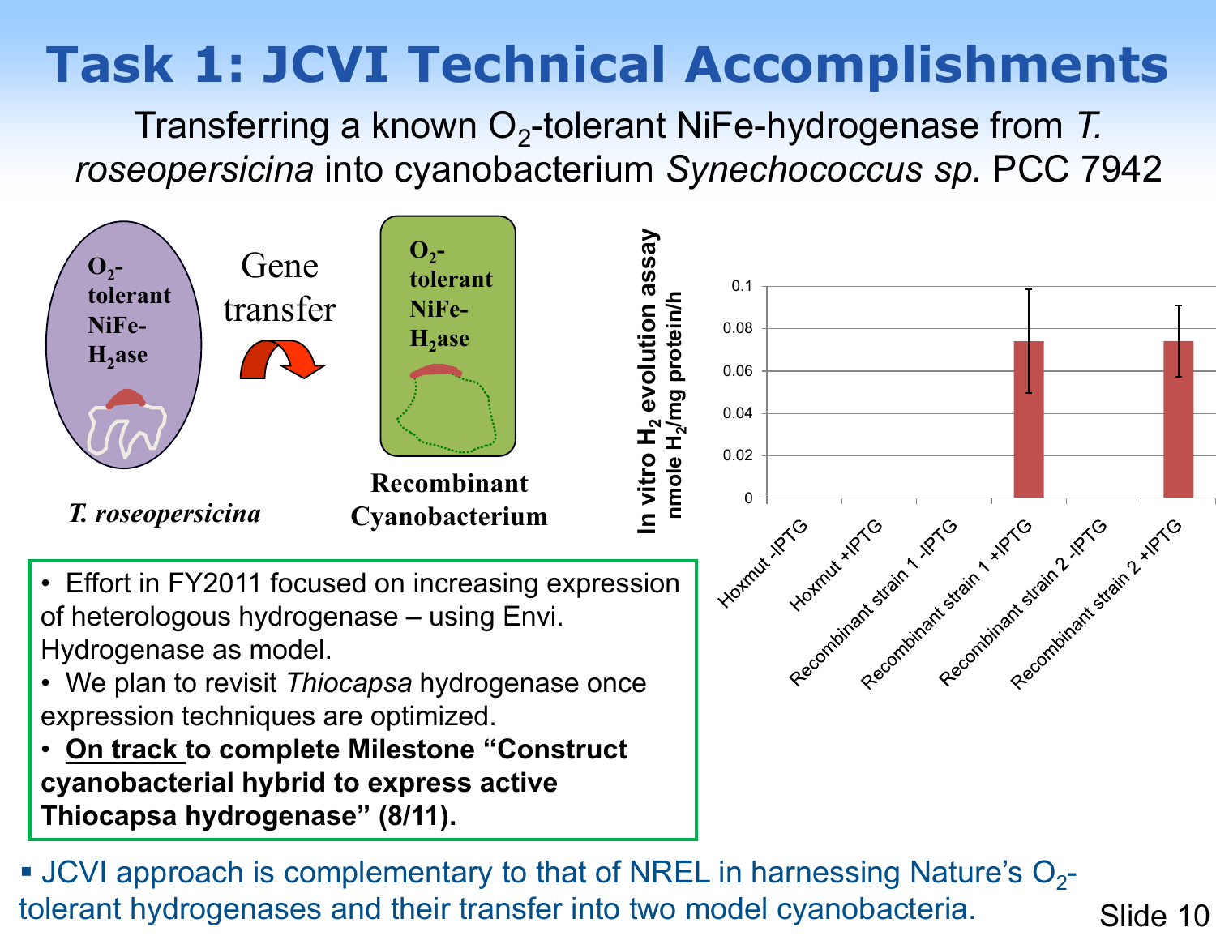# Task 1: JCVI Technical Accomplishments

Transferring a known $O_2$-tolerant NiFe-hydrogenase from *T. roseopersicina* into cyanobacterium *Synechococcus sp.* PCC 7942

$O_2$-tolerant NiFe-$H_2$ase

*T. roseopersicina*

Gene transfer

$O_2$-tolerant NiFe-$H_2$ase

Recombinant Cyanobacterium

In vitro $H_2$ evolution assay (nmole $H_2$/mg protein/h)

| Strain | In vitro $H_2$ evolution (nmole $H_2$/mg protein/h) |
|---|---|
| Hoxmut -IPTG | 0 |
| Hoxmut +IPTG | 0 |
| Recombinant strain 1 -IPTG | 0 |
| Recombinant strain 1 +IPTG | ~0.074 |
| Recombinant strain 2 -IPTG | 0 |
| Recombinant strain 2 +IPTG | ~0.074 |

- Effort in FY2011 focused on increasing expression of heterologous hydrogenase – using Envi. Hydrogenase as model.
- We plan to revisit *Thiocapsa* hydrogenase once expression techniques are optimized.
- **On track to complete Milestone "Construct cyanobacterial hybrid to express active Thiocapsa hydrogenase" (8/11).**

- JCVI approach is complementary to that of NREL in harnessing Nature's $O_2$-tolerant hydrogenases and their transfer into two model cyanobacteria.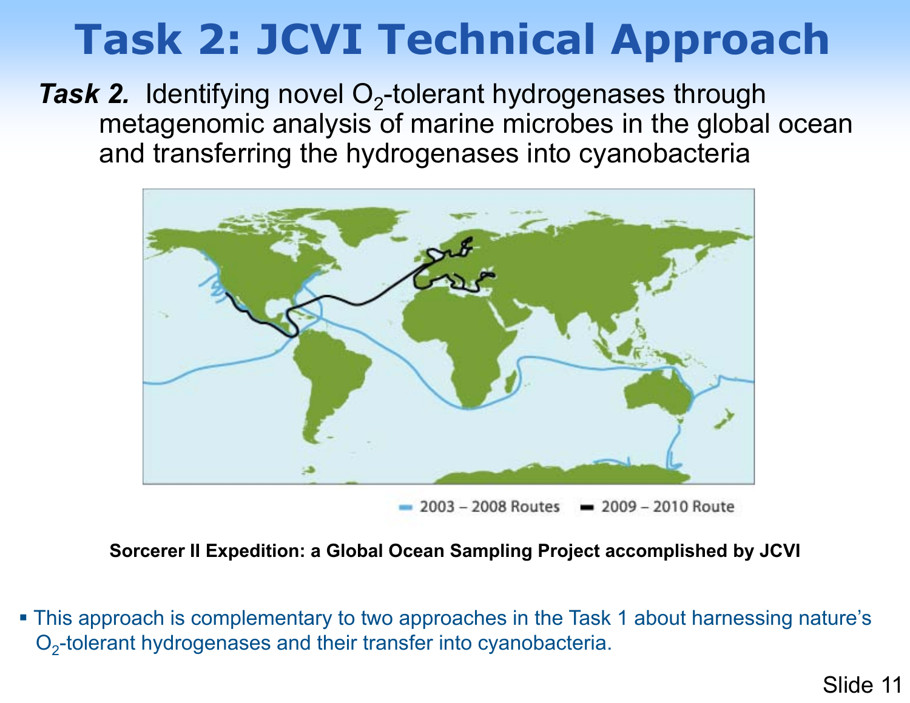# Task 2: JCVI Technical Approach

***Task 2.*** Identifying novel $O_2$-tolerant hydrogenases through metagenomic analysis of marine microbes in the global ocean and transferring the hydrogenases into cyanobacteria

2003 – 2008 Routes    2009 – 2010 Route

**Sorcerer II Expedition: a Global Ocean Sampling Project accomplished by JCVI**

- This approach is complementary to two approaches in the Task 1 about harnessing nature's $O_2$-tolerant hydrogenases and their transfer into cyanobacteria.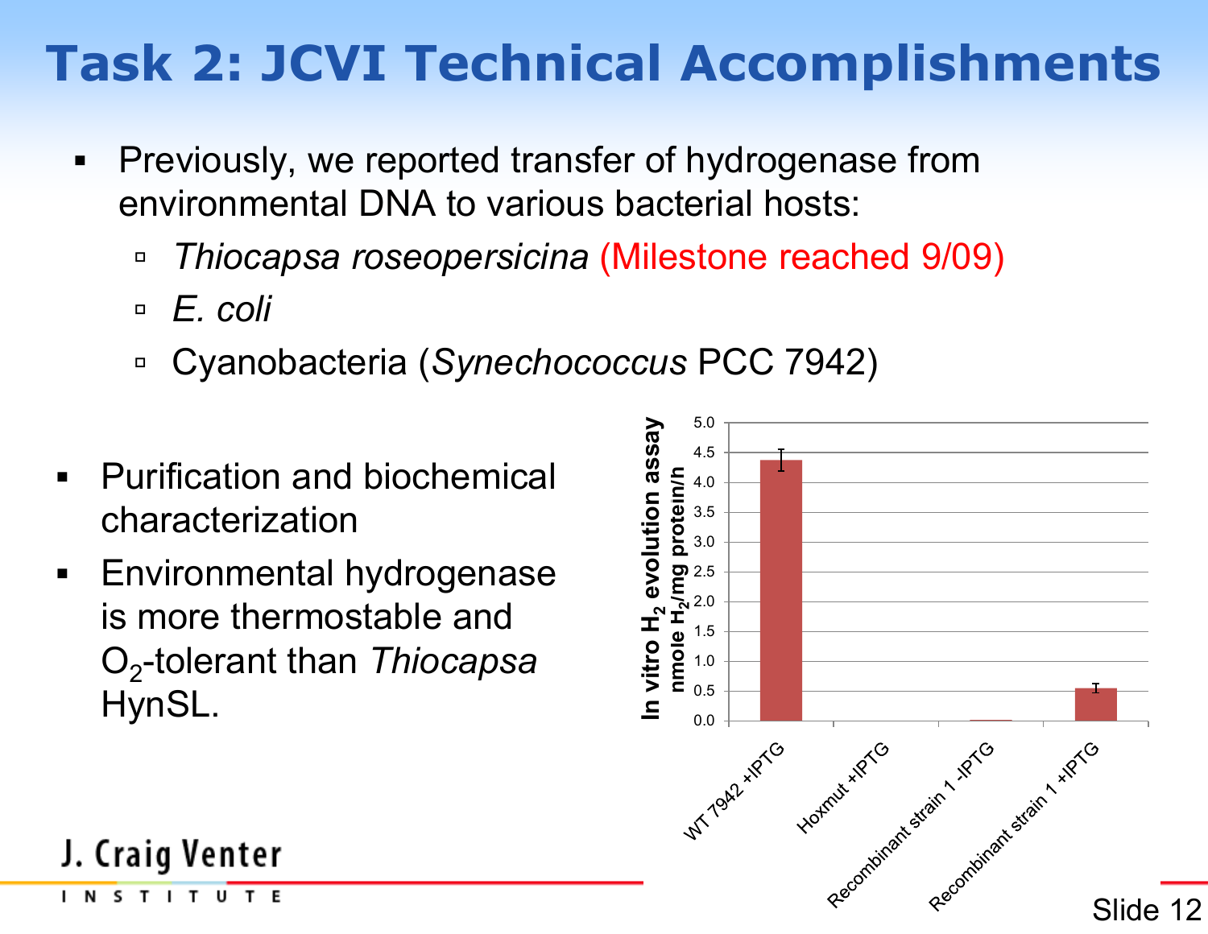# Task 2: JCVI Technical Accomplishments

- Previously, we reported transfer of hydrogenase from environmental DNA to various bacterial hosts:
  - *Thiocapsa roseopersicina* (Milestone reached 9/09)
  - *E. coli*
  - Cyanobacteria (*Synechococcus* PCC 7942)

- Purification and biochemical characterization
- Environmental hydrogenase is more thermostable and $O_2$-tolerant than *Thiocapsa* HynSL.

In vitro $H_2$ evolution assay (nmole $H_2$/mg protein/h)

| Strain | In vitro $H_2$ evolution (nmole $H_2$/mg protein/h, approx.) |
|---|---|
| WT 7942 +IPTG | ~4.4 |
| Hoxmut +IPTG | ~0 |
| Recombinant strain 1 -IPTG | ~0 |
| Recombinant strain 1 +IPTG | ~0.55 |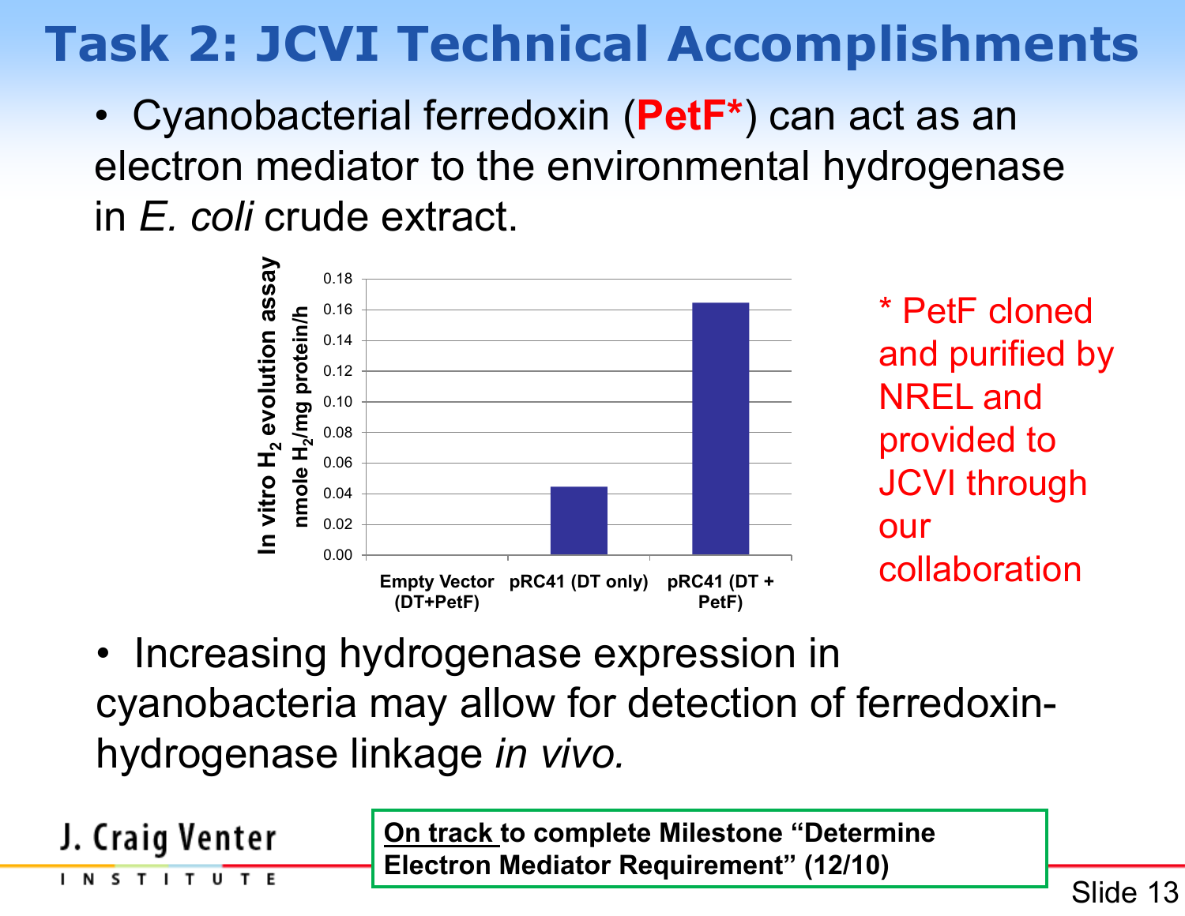# Task 2: JCVI Technical Accomplishments

- Cyanobacterial ferredoxin (**PetF***) can act as an electron mediator to the environmental hydrogenase in *E. coli* crude extract.

In vitro $H_2$ evolution assay, nmole $H_2$/mg protein/h

| Sample | In vitro $H_2$ evolution (nmole $H_2$/mg protein/h) |
|---|---|
| Empty Vector (DT+PetF) | 0.00 |
| pRC41 (DT only) | ~0.044 |
| pRC41 (DT + PetF) | ~0.164 |

\* PetF cloned and purified by NREL and provided to JCVI through our collaboration

- Increasing hydrogenase expression in cyanobacteria may allow for detection of ferredoxin-hydrogenase linkage *in vivo.*

**On track to complete Milestone "Determine Electron Mediator Requirement" (12/10)**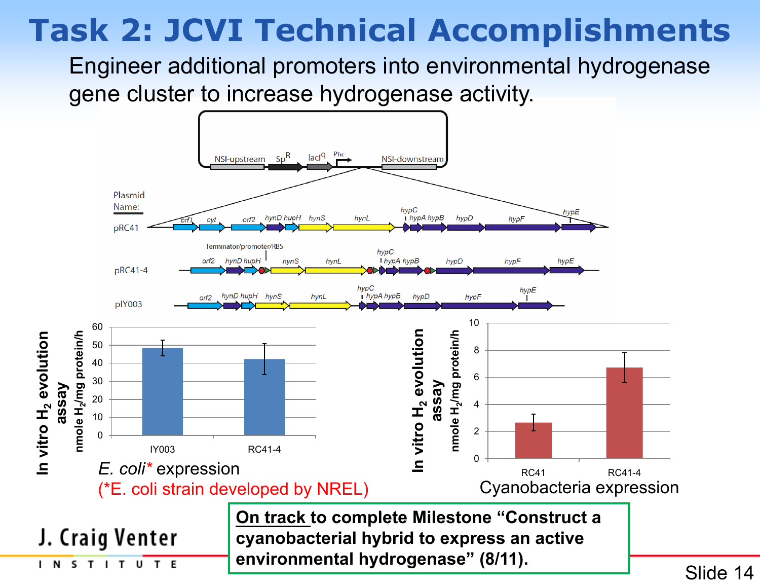# Task 2: JCVI Technical Accomplishments

Engineer additional promoters into environmental hydrogenase gene cluster to increase hydrogenase activity.

NSI-upstream Sp[R] lacI[q] PTrc NSI-downstream

Plasmid Name:

pRC41: orf1 cyt orf2 hynD hupH hynS hynL hypC hypA hypB hypD hypF hypE

pRC41-4: Terminator/promoter/RBS; orf2 hynD hupH hynS hynL hypC hypA hypB hypD hypF hypE

pIY003: orf2 hynD hupH hynS hynL hypC hypA hypB hypD hypF hypE

In vitro $H_2$ evolution assay (nmole $H_2$/mg protein/h)

| | IY003 | RC41-4 |
|---|---|---|
| *E. coli** expression | ~48 | ~42 |

*E. coli** expression
(*E. coli strain developed by NREL)

In vitro $H_2$ evolution assay (nmole $H_2$/mg protein/h)

| | RC41 | RC41-4 |
|---|---|---|
| Cyanobacteria expression | ~2.7 | ~6.7 |

Cyanobacteria expression

**On track to complete Milestone "Construct a cyanobacterial hybrid to express an active environmental hydrogenase" (8/11).**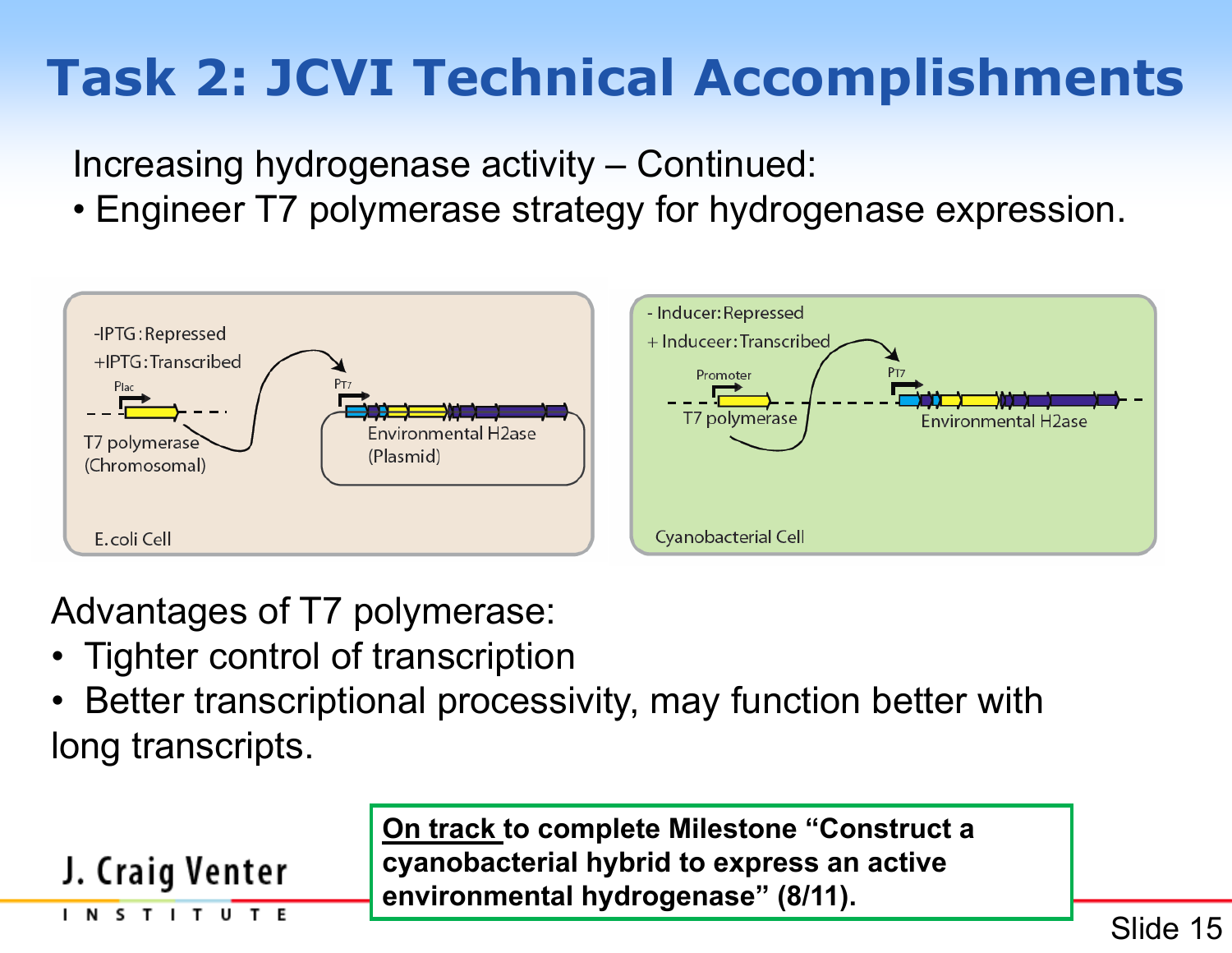# Task 2: JCVI Technical Accomplishments

Increasing hydrogenase activity – Continued:

- Engineer T7 polymerase strategy for hydrogenase expression.

-IPTG: Repressed
+IPTG: Transcribed
Plac
T7 polymerase (Chromosomal)
PT7
Environmental H2ase (Plasmid)
E.coli Cell

- Inducer: Repressed
+ Induceer: Transcribed
Promoter
T7 polymerase
PT7
Environmental H2ase
Cyanobacterial Cell

Advantages of T7 polymerase:

- Tighter control of transcription
- Better transcriptional processivity, may function better with long transcripts.

**On track to complete Milestone "Construct a cyanobacterial hybrid to express an active environmental hydrogenase" (8/11).**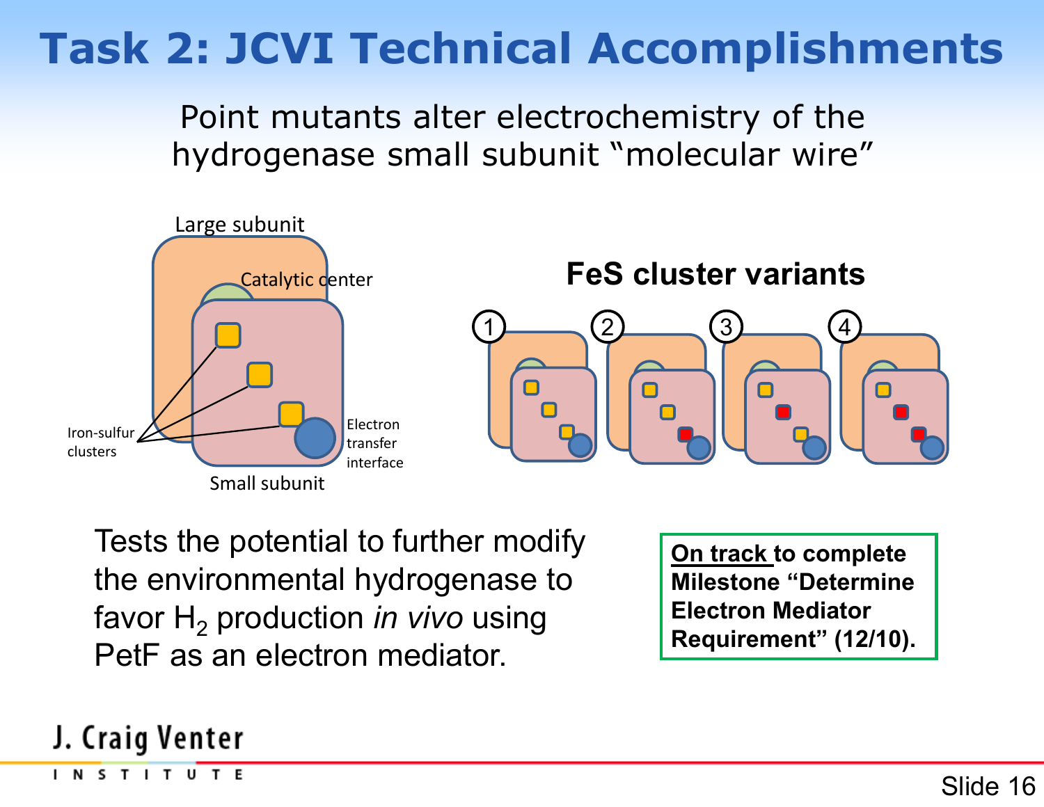# Task 2: JCVI Technical Accomplishments

Point mutants alter electrochemistry of the hydrogenase small subunit "molecular wire"

Large subunit

Catalytic center

Iron-sulfur clusters

Electron transfer interface

Small subunit

**FeS cluster variants**

1 2 3 4

Tests the potential to further modify the environmental hydrogenase to favor $H_2$ production *in vivo* using PetF as an electron mediator.

**On track to complete Milestone "Determine Electron Mediator Requirement" (12/10).**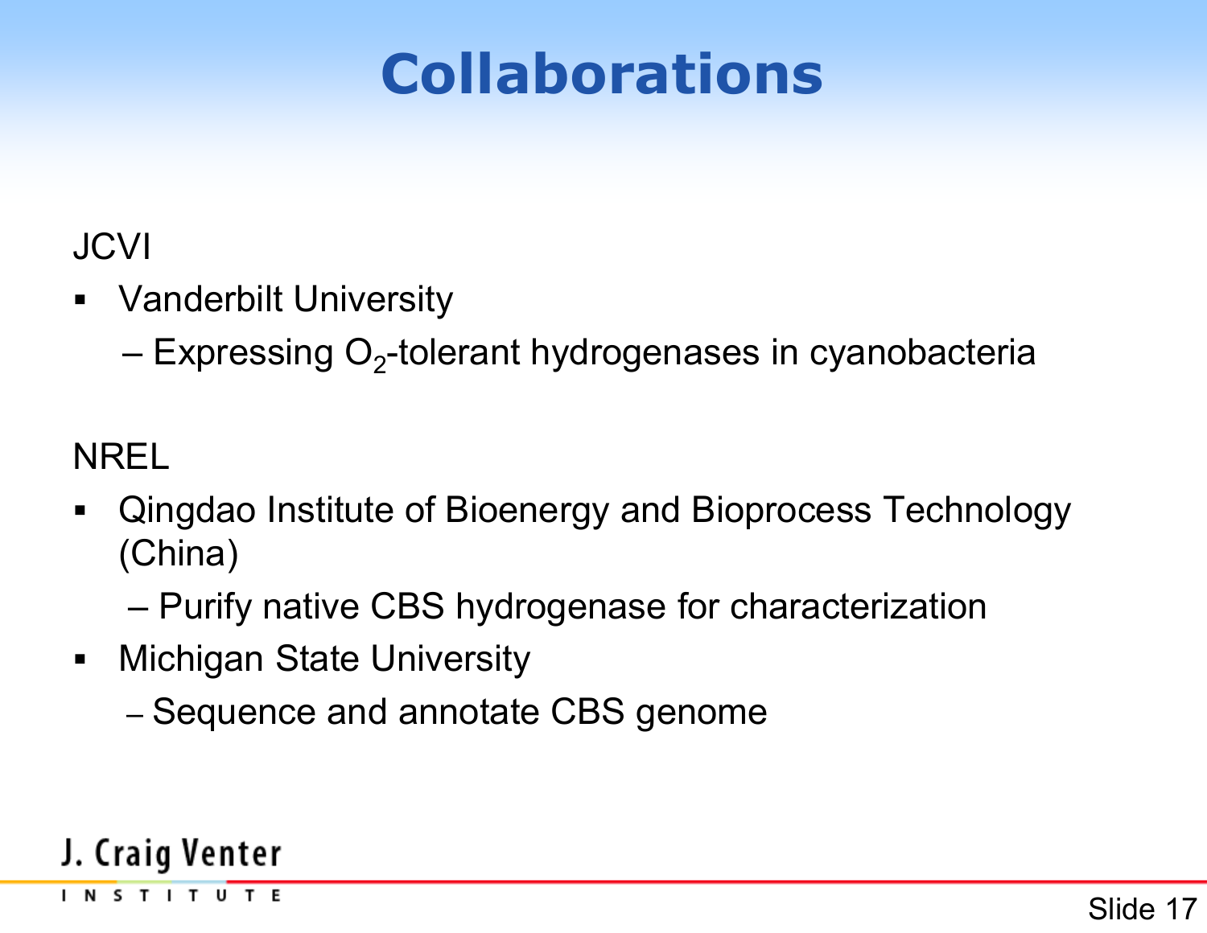# Collaborations

JCVI

- Vanderbilt University
  - Expressing $O_2$-tolerant hydrogenases in cyanobacteria

NREL

- Qingdao Institute of Bioenergy and Bioprocess Technology (China)
  - Purify native CBS hydrogenase for characterization
- Michigan State University
  - Sequence and annotate CBS genome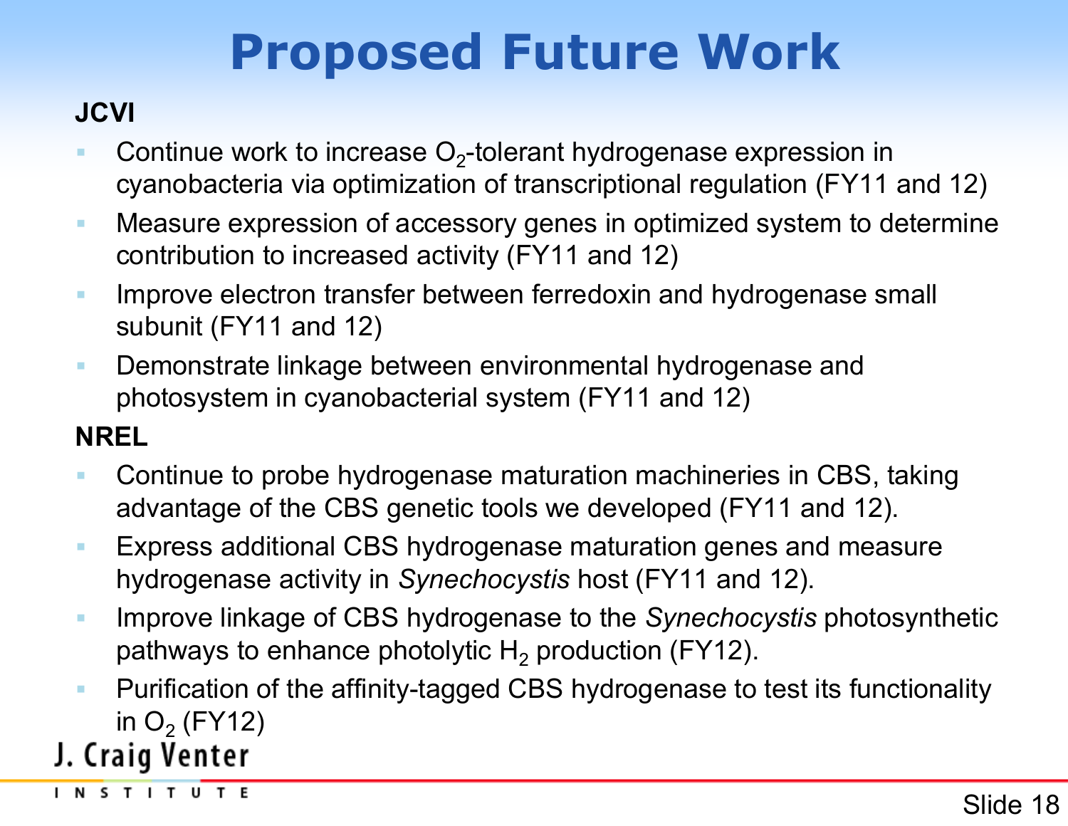# Proposed Future Work

**JCVI**

- Continue work to increase $O_2$-tolerant hydrogenase expression in cyanobacteria via optimization of transcriptional regulation (FY11 and 12)
- Measure expression of accessory genes in optimized system to determine contribution to increased activity (FY11 and 12)
- Improve electron transfer between ferredoxin and hydrogenase small subunit (FY11 and 12)
- Demonstrate linkage between environmental hydrogenase and photosystem in cyanobacterial system (FY11 and 12)

**NREL**

- Continue to probe hydrogenase maturation machineries in CBS, taking advantage of the CBS genetic tools we developed (FY11 and 12).
- Express additional CBS hydrogenase maturation genes and measure hydrogenase activity in *Synechocystis* host (FY11 and 12).
- Improve linkage of CBS hydrogenase to the *Synechocystis* photosynthetic pathways to enhance photolytic $H_2$ production (FY12).
- Purification of the affinity-tagged CBS hydrogenase to test its functionality in $O_2$ (FY12)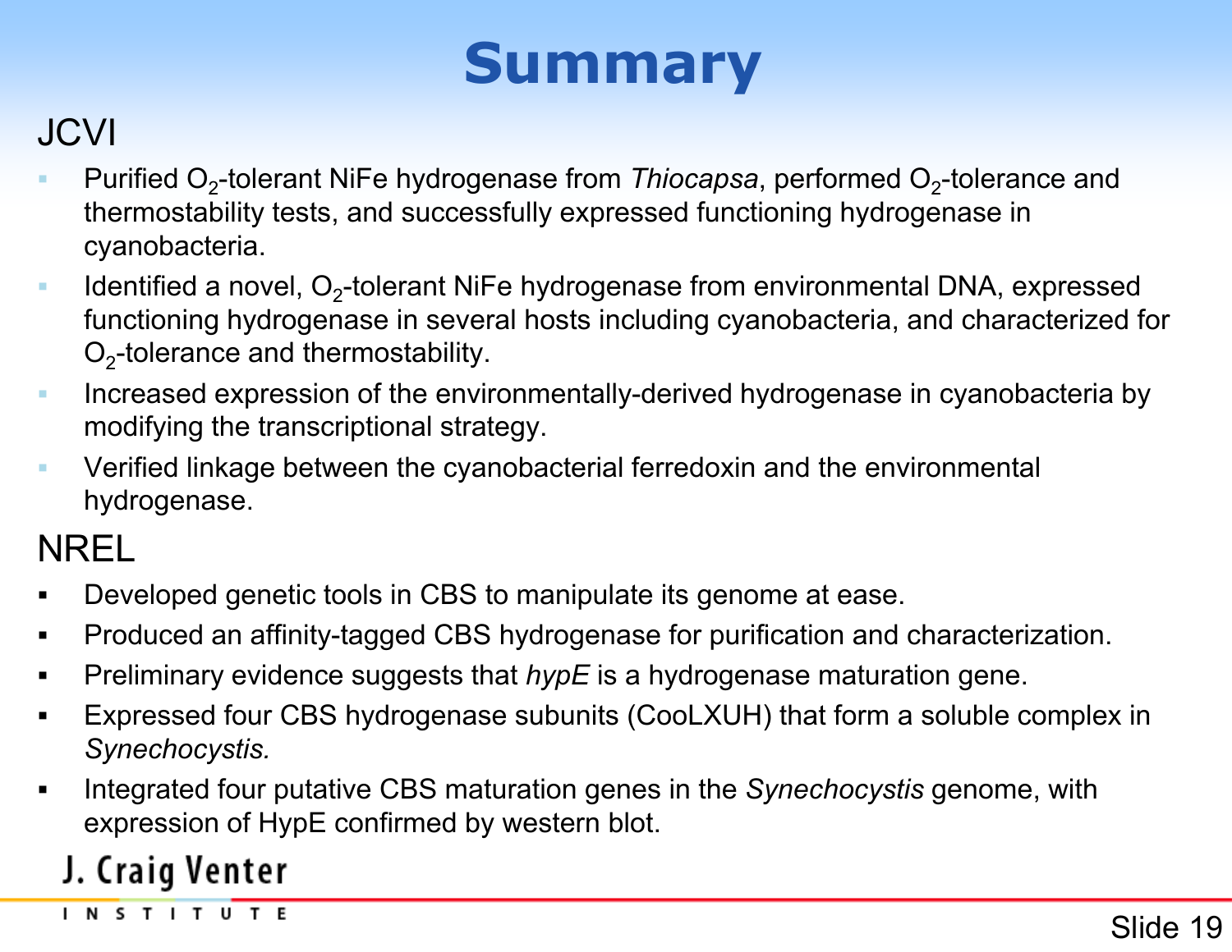# Summary

## JCVI

- Purified $O_2$-tolerant NiFe hydrogenase from *Thiocapsa*, performed $O_2$-tolerance and thermostability tests, and successfully expressed functioning hydrogenase in cyanobacteria.
- Identified a novel, $O_2$-tolerant NiFe hydrogenase from environmental DNA, expressed functioning hydrogenase in several hosts including cyanobacteria, and characterized for $O_2$-tolerance and thermostability.
- Increased expression of the environmentally-derived hydrogenase in cyanobacteria by modifying the transcriptional strategy.
- Verified linkage between the cyanobacterial ferredoxin and the environmental hydrogenase.

## NREL

- Developed genetic tools in CBS to manipulate its genome at ease.
- Produced an affinity-tagged CBS hydrogenase for purification and characterization.
- Preliminary evidence suggests that *hypE* is a hydrogenase maturation gene.
- Expressed four CBS hydrogenase subunits (CooLXUH) that form a soluble complex in *Synechocystis.*
- Integrated four putative CBS maturation genes in the *Synechocystis* genome, with expression of HypE confirmed by western blot.